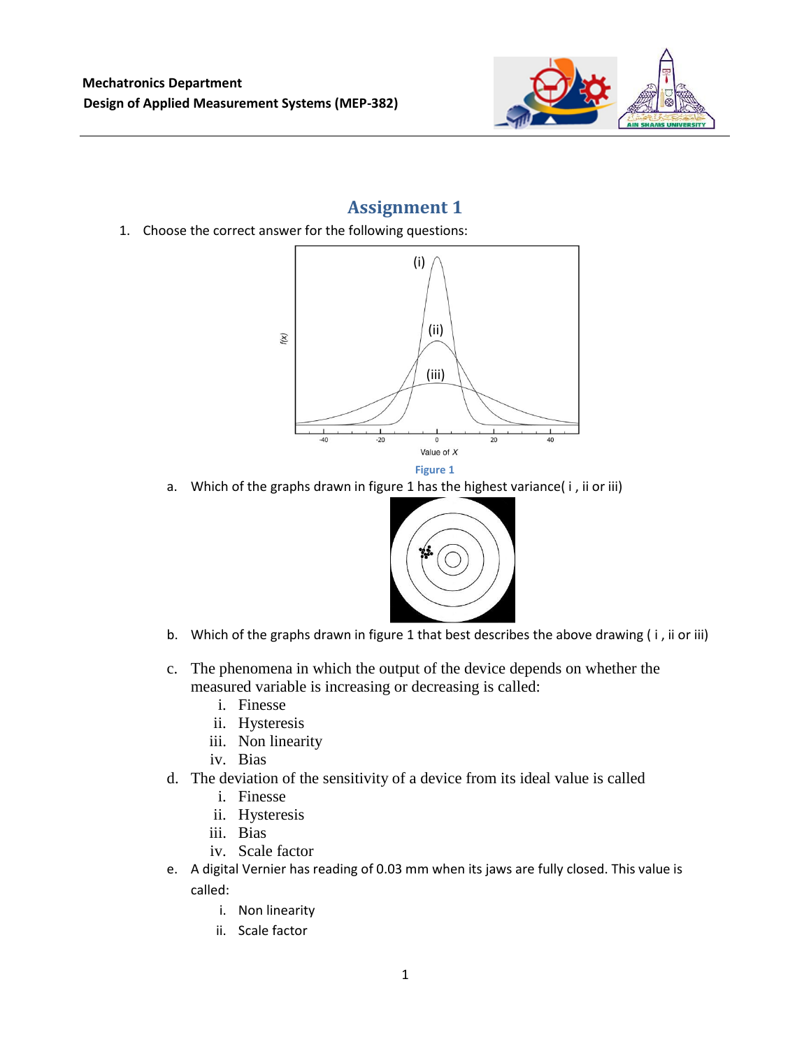Mechatronics Department

Design of Applied Measurement Systems (MEP-382)

# Assignment 1

1. Choose the correct answer for the following questions:

Figure 1

a. Which of the graphs drawn in figure 1 has the highest variance( i , ii or iii)

b. Which of the graphs drawn in figure 1 that best describes the above drawing ( i , ii or iii)

c. The phenomena in which the output of the device depends on whether the measured variable is increasing or decreasing is called:
   i. Finesse
   ii. Hysteresis
   iii. Non linearity
   iv. Bias

d. The deviation of the sensitivity of a device from its ideal value is called
   i. Finesse
   ii. Hysteresis
   iii. Bias
   iv. Scale factor

e. A digital Vernier has reading of 0.03 mm when its jaws are fully closed. This value is called:
   i. Non linearity
   ii. Scale factor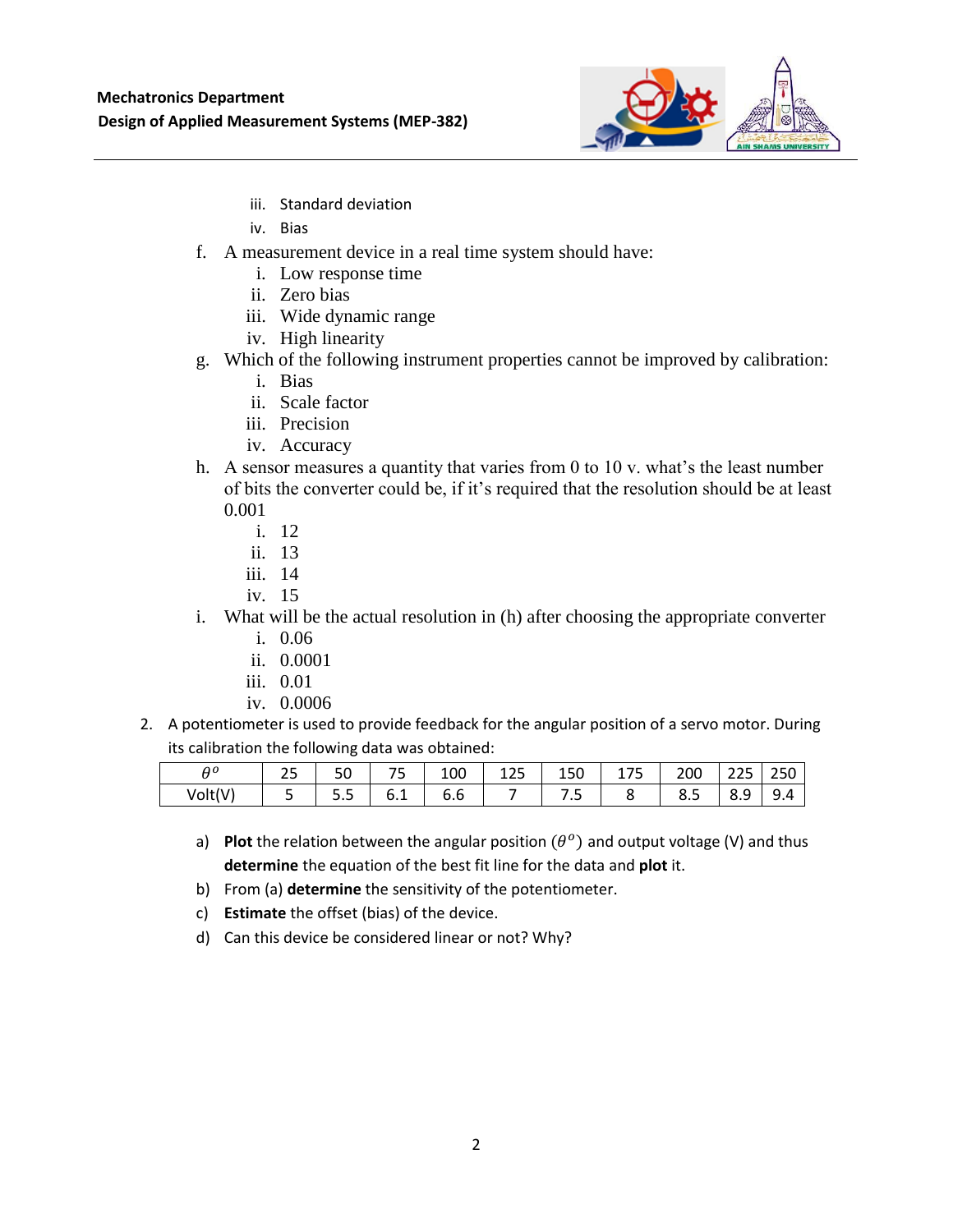iii. Standard deviation

iv. Bias

f. A measurement device in a real time system should have:

i. Low response time

ii. Zero bias

iii. Wide dynamic range

iv. High linearity

g. Which of the following instrument properties cannot be improved by calibration:

i. Bias

ii. Scale factor

iii. Precision

iv. Accuracy

h. A sensor measures a quantity that varies from 0 to 10 v. what's the least number of bits the converter could be, if it's required that the resolution should be at least 0.001

i. 12

ii. 13

iii. 14

iv. 15

i. What will be the actual resolution in (h) after choosing the appropriate converter

i. 0.06

ii. 0.0001

iii. 0.01

iv. 0.0006

2. A potentiometer is used to provide feedback for the angular position of a servo motor. During its calibration the following data was obtained:

| $\theta^o$ | 25 | 50 | 75 | 100 | 125 | 150 | 175 | 200 | 225 | 250 |
|---|---|---|---|---|---|---|---|---|---|---|
| Volt(V) | 5 | 5.5 | 6.1 | 6.6 | 7 | 7.5 | 8 | 8.5 | 8.9 | 9.4 |

a) **Plot** the relation between the angular position ($\theta^o$) and output voltage (V) and thus **determine** the equation of the best fit line for the data and **plot** it.

b) From (a) **determine** the sensitivity of the potentiometer.

c) **Estimate** the offset (bias) of the device.

d) Can this device be considered linear or not? Why?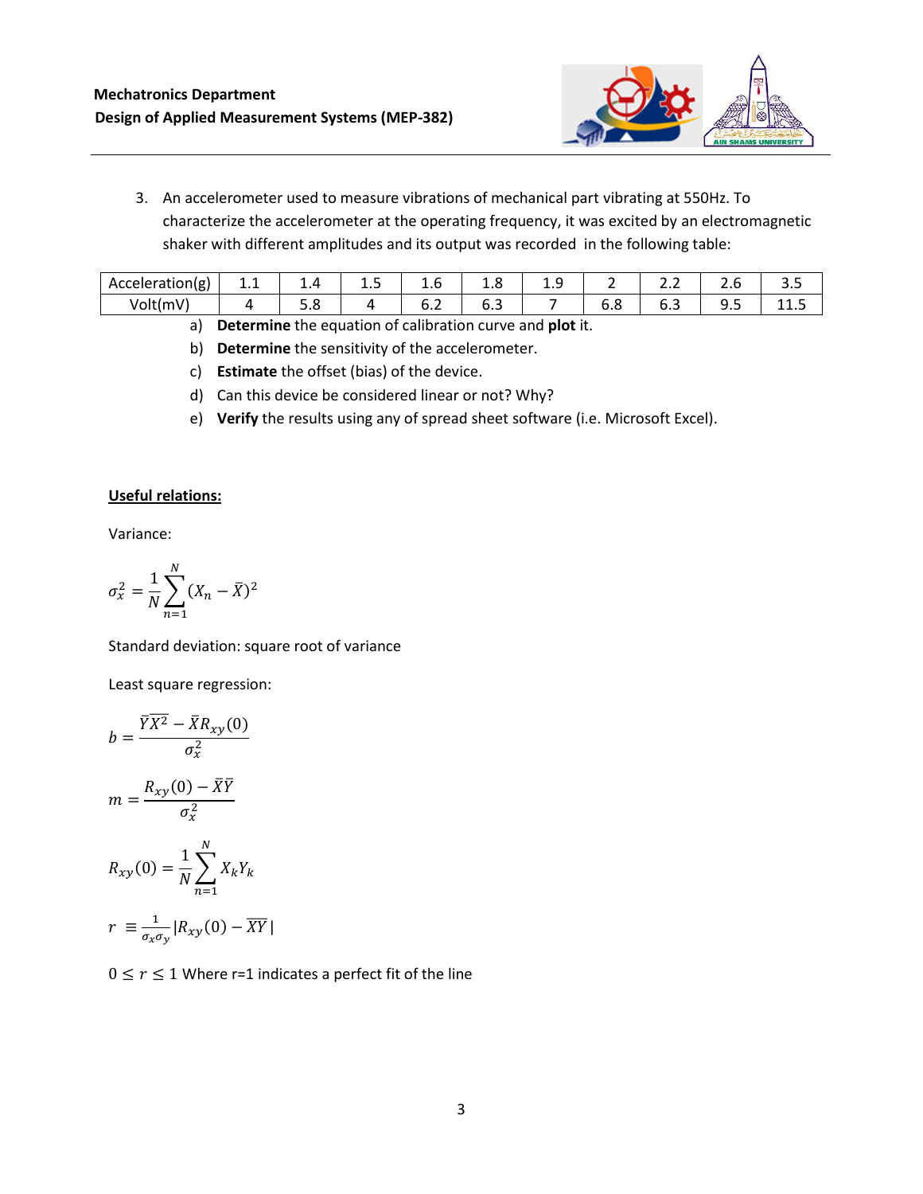**Mechatronics Department**
**Design of Applied Measurement Systems (MEP-382)**

3. An accelerometer used to measure vibrations of mechanical part vibrating at 550Hz. To characterize the accelerometer at the operating frequency, it was excited by an electromagnetic shaker with different amplitudes and its output was recorded in the following table:

| Acceleration(g) | 1.1 | 1.4 | 1.5 | 1.6 | 1.8 | 1.9 | 2 | 2.2 | 2.6 | 3.5 |
|---|---|---|---|---|---|---|---|---|---|---|
| Volt(mV) | 4 | 5.8 | 4 | 6.2 | 6.3 | 7 | 6.8 | 6.3 | 9.5 | 11.5 |

   a) **Determine** the equation of calibration curve and **plot** it.
   b) **Determine** the sensitivity of the accelerometer.
   c) **Estimate** the offset (bias) of the device.
   d) Can this device be considered linear or not? Why?
   e) **Verify** the results using any of spread sheet software (i.e. Microsoft Excel).

**Useful relations:**

Variance:

$$\sigma_x^2 = \frac{1}{N}\sum_{n=1}^{N}(X_n - \bar{X})^2$$

Standard deviation: square root of variance

Least square regression:

$$b = \frac{\bar{Y}\overline{X^2} - \bar{X}R_{xy}(0)}{\sigma_x^2}$$

$$m = \frac{R_{xy}(0) - \bar{X}\bar{Y}}{\sigma_x^2}$$

$$R_{xy}(0) = \frac{1}{N}\sum_{n=1}^{N} X_k Y_k$$

$$r \equiv \frac{1}{\sigma_x \sigma_y}\left|R_{xy}(0) - \overline{XY}\right|$$

$0 \le r \le 1$ Where r=1 indicates a perfect fit of the line